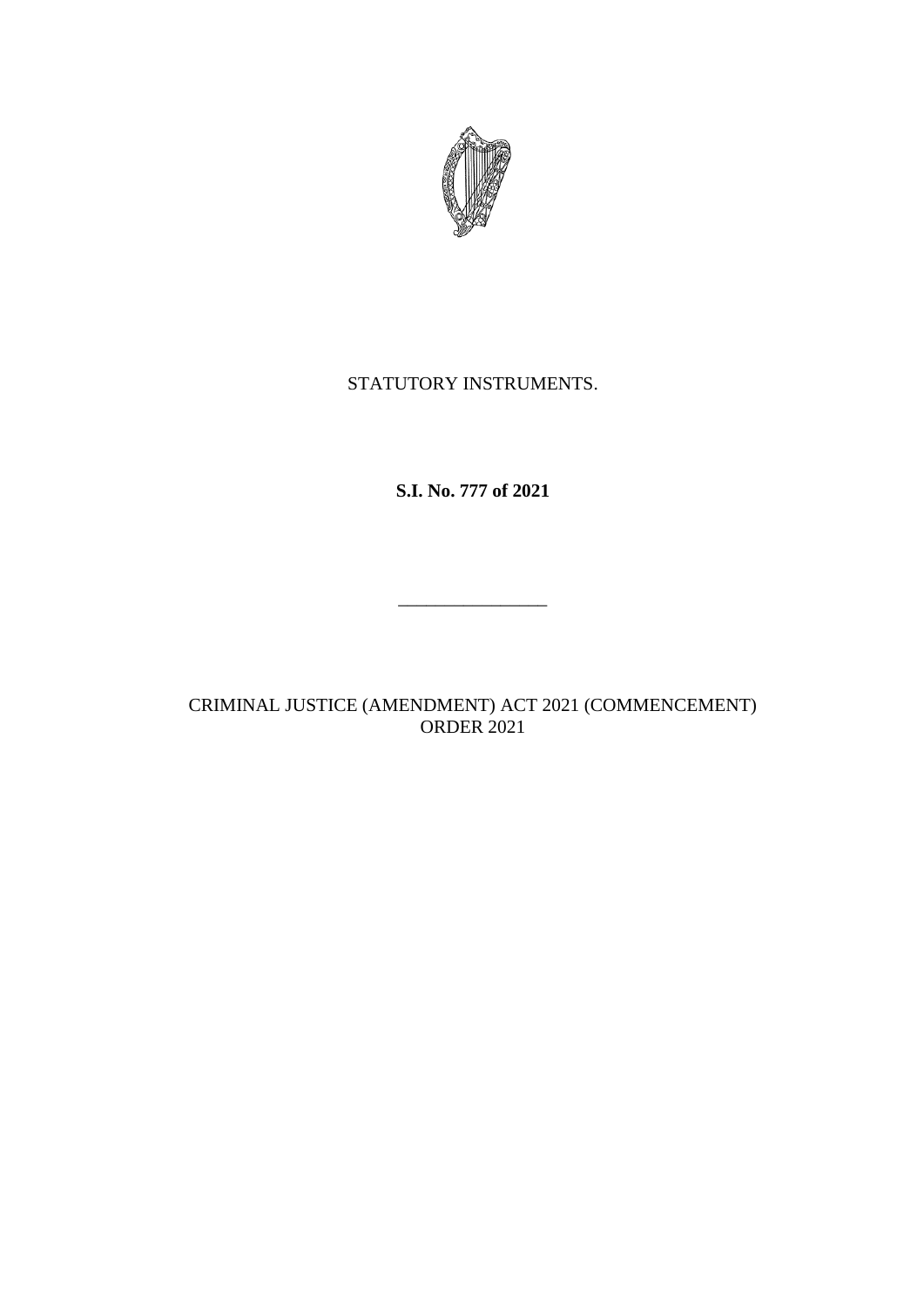STATUTORY INSTRUMENTS.

**S.I. No. 777 of 2021**

---

CRIMINAL JUSTICE (AMENDMENT) ACT 2021 (COMMENCEMENT) ORDER 2021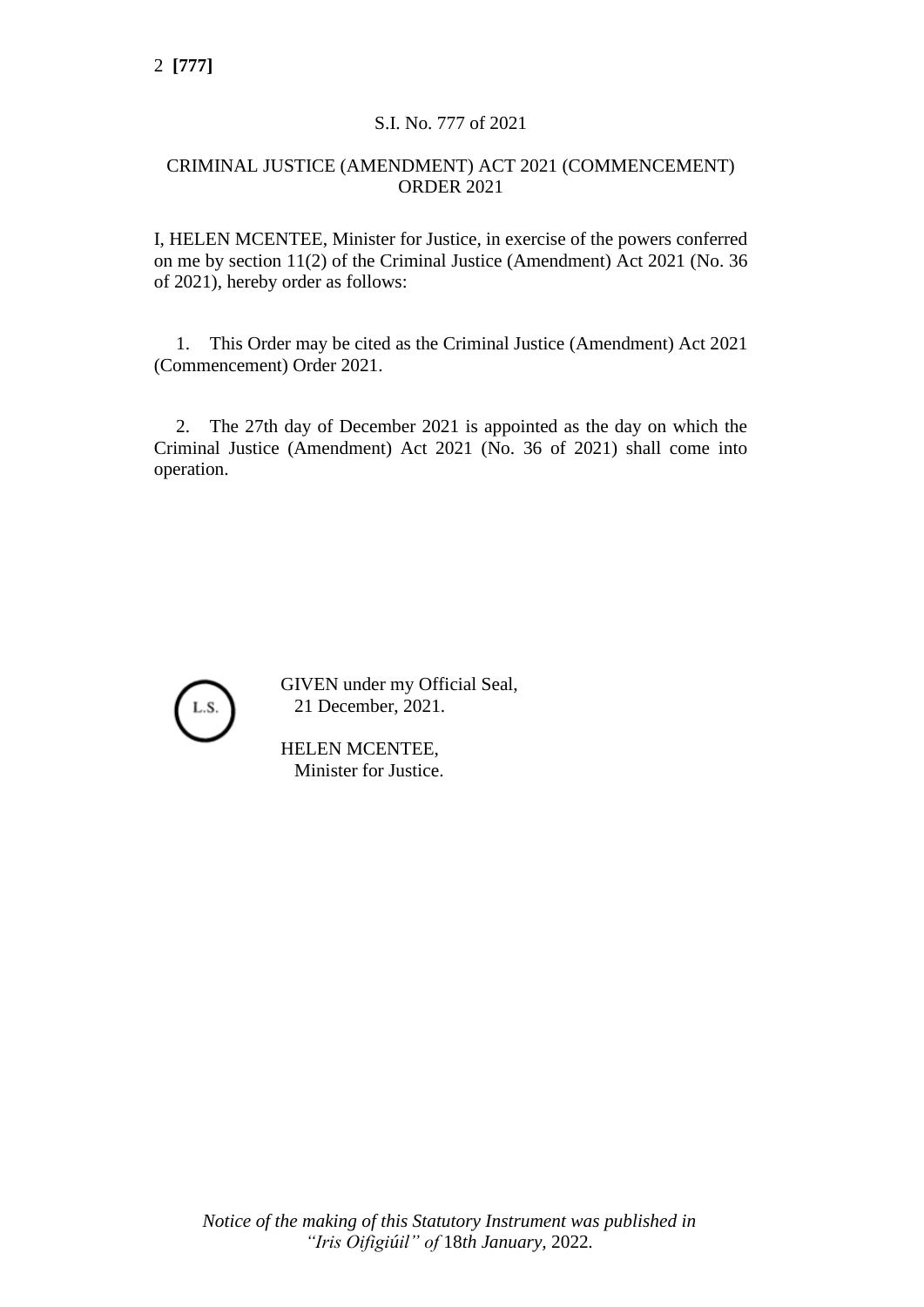S.I. No. 777 of 2021

CRIMINAL JUSTICE (AMENDMENT) ACT 2021 (COMMENCEMENT) ORDER 2021

I, HELEN MCENTEE, Minister for Justice, in exercise of the powers conferred on me by section 11(2) of the Criminal Justice (Amendment) Act 2021 (No. 36 of 2021), hereby order as follows:

1. This Order may be cited as the Criminal Justice (Amendment) Act 2021 (Commencement) Order 2021.

2. The 27th day of December 2021 is appointed as the day on which the Criminal Justice (Amendment) Act 2021 (No. 36 of 2021) shall come into operation.

L.S.

GIVEN under my Official Seal,
21 December, 2021.

HELEN MCENTEE,
Minister for Justice.

*Notice of the making of this Statutory Instrument was published in "Iris Oifigiúil" of* 18*th January,* 2022*.*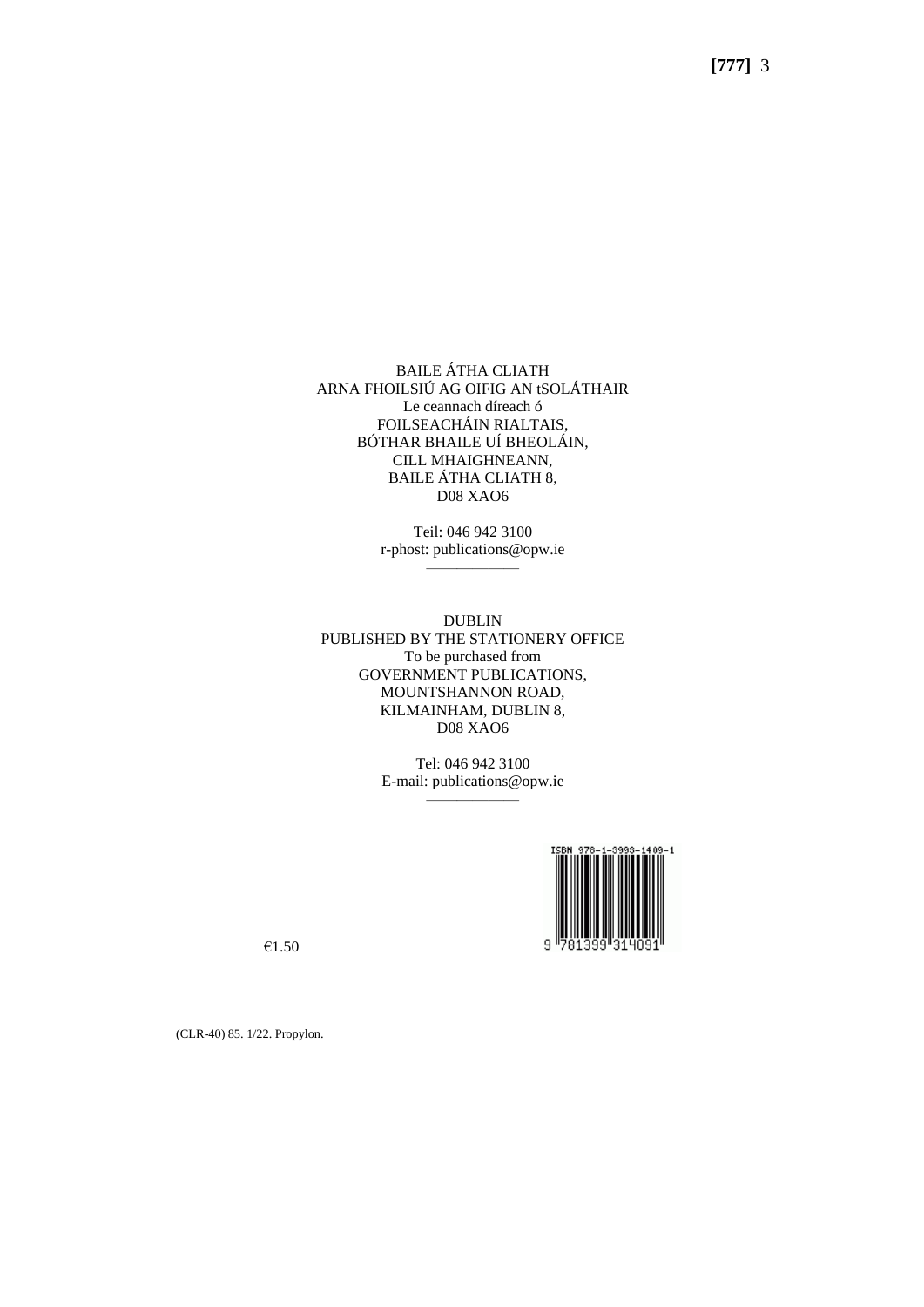BAILE ÁTHA CLIATH
ARNA FHOILSIÚ AG OIFIG AN tSOLÁTHAIR
Le ceannach díreach ó
FOILSEACHÁIN RIALTAIS,
BÓTHAR BHAILE UÍ BHEOLÁIN,
CILL MHAIGHNEANN,
BAILE ÁTHA CLIATH 8,
D08 XAO6

Teil: 046 942 3100
r-phost: publications@opw.ie

---

DUBLIN
PUBLISHED BY THE STATIONERY OFFICE
To be purchased from
GOVERNMENT PUBLICATIONS,
MOUNTSHANNON ROAD,
KILMAINHAM, DUBLIN 8,
D08 XAO6

Tel: 046 942 3100
E-mail: publications@opw.ie

---

ISBN 978-1-3993-1409-1

9 781399 314091

€1.50

(CLR-40) 85. 1/22. Propylon.